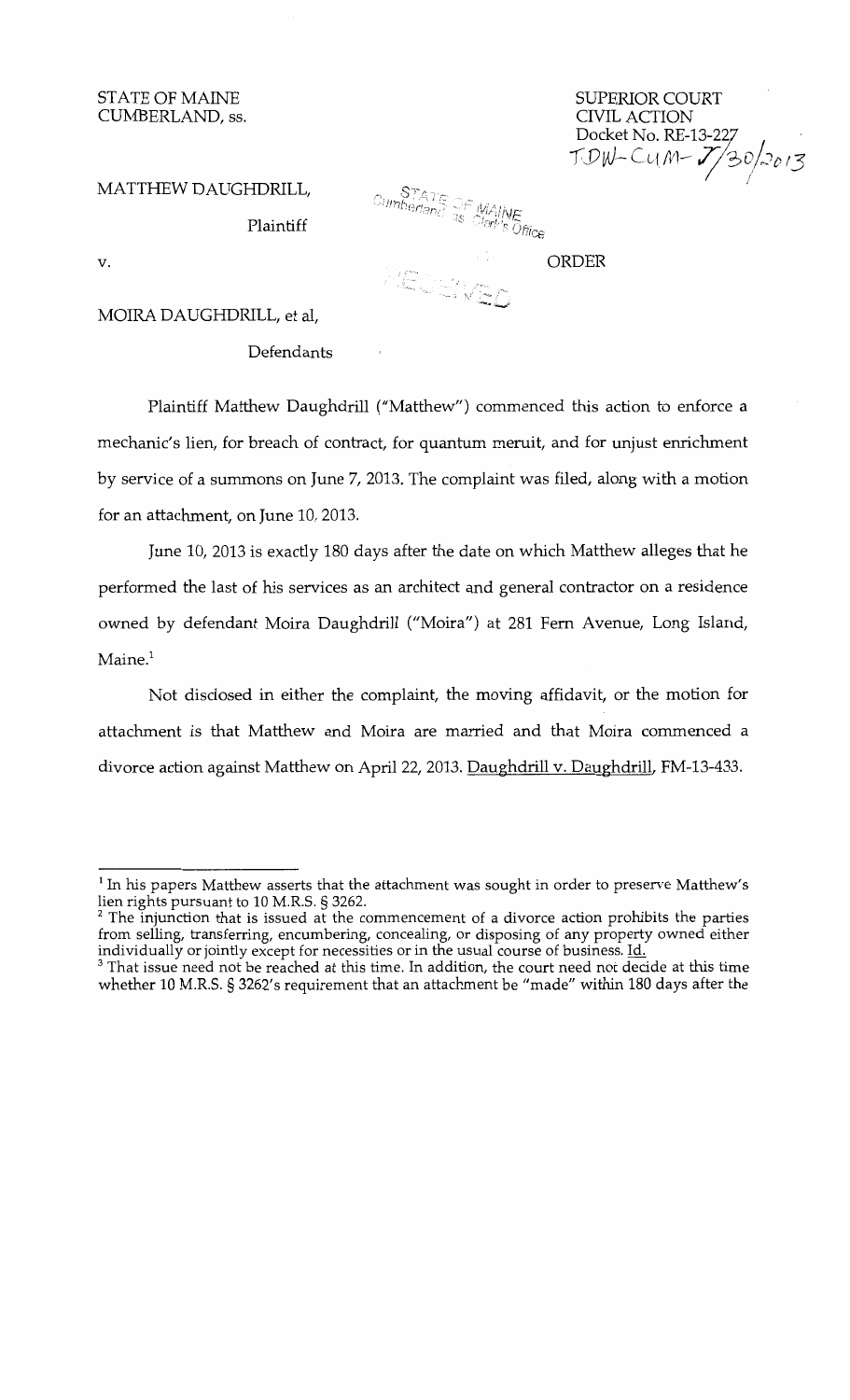STATE OF MAINE
CUMBERLAND, ss.

SUPERIOR COURT
CIVIL ACTION
Docket No. RE-13-227
TDW-CUM- 7/30/2013

MATTHEW DAUGHDRILL,

Plaintiff

v.

ORDER

MOIRA DAUGHDRILL, et al,

Defendants

Plaintiff Matthew Daughdrill ("Matthew") commenced this action to enforce a mechanic's lien, for breach of contract, for quantum meruit, and for unjust enrichment by service of a summons on June 7, 2013. The complaint was filed, along with a motion for an attachment, on June 10, 2013.

June 10, 2013 is exactly 180 days after the date on which Matthew alleges that he performed the last of his services as an architect and general contractor on a residence owned by defendant Moira Daughdrill ("Moira") at 281 Fern Avenue, Long Island, Maine.[1]

Not disclosed in either the complaint, the moving affidavit, or the motion for attachment is that Matthew and Moira are married and that Moira commenced a divorce action against Matthew on April 22, 2013. Daughdrill v. Daughdrill, FM-13-433.

---

[1] In his papers Matthew asserts that the attachment was sought in order to preserve Matthew's lien rights pursuant to 10 M.R.S. § 3262.

[2] The injunction that is issued at the commencement of a divorce action prohibits the parties from selling, transferring, encumbering, concealing, or disposing of any property owned either individually or jointly except for necessities or in the usual course of business. Id.

[3] That issue need not be reached at this time. In addition, the court need not decide at this time whether 10 M.R.S. § 3262's requirement that an attachment be "made" within 180 days after the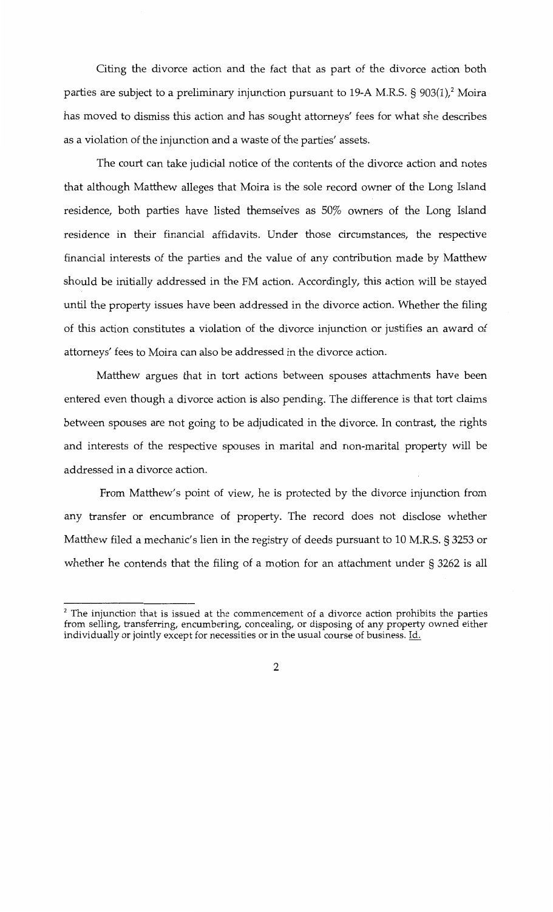Citing the divorce action and the fact that as part of the divorce action both parties are subject to a preliminary injunction pursuant to 19-A M.R.S. § 903(1),[2] Moira has moved to dismiss this action and has sought attorneys' fees for what she describes as a violation of the injunction and a waste of the parties' assets.

The court can take judicial notice of the contents of the divorce action and notes that although Matthew alleges that Moira is the sole record owner of the Long Island residence, both parties have listed themselves as 50% owners of the Long Island residence in their financial affidavits. Under those circumstances, the respective financial interests of the parties and the value of any contribution made by Matthew should be initially addressed in the FM action. Accordingly, this action will be stayed until the property issues have been addressed in the divorce action. Whether the filing of this action constitutes a violation of the divorce injunction or justifies an award of attorneys' fees to Moira can also be addressed in the divorce action.

Matthew argues that in tort actions between spouses attachments have been entered even though a divorce action is also pending. The difference is that tort claims between spouses are not going to be adjudicated in the divorce. In contrast, the rights and interests of the respective spouses in marital and non-marital property will be addressed in a divorce action.

From Matthew's point of view, he is protected by the divorce injunction from any transfer or encumbrance of property. The record does not disclose whether Matthew filed a mechanic's lien in the registry of deeds pursuant to 10 M.R.S. § 3253 or whether he contends that the filing of a motion for an attachment under § 3262 is all

---

[2] The injunction that is issued at the commencement of a divorce action prohibits the parties from selling, transferring, encumbering, concealing, or disposing of any property owned either individually or jointly except for necessities or in the usual course of business. Id.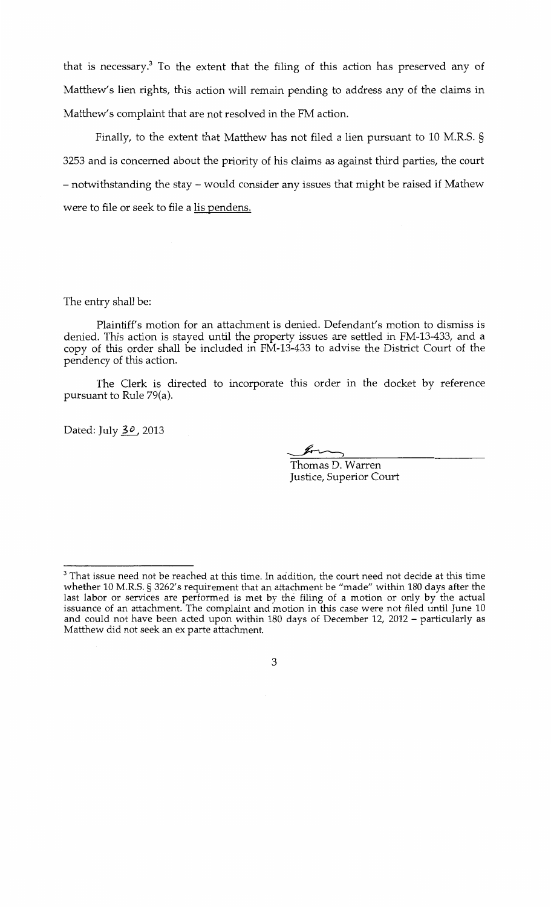that is necessary.[3] To the extent that the filing of this action has preserved any of Matthew's lien rights, this action will remain pending to address any of the claims in Matthew's complaint that are not resolved in the FM action.

Finally, to the extent that Matthew has not filed a lien pursuant to 10 M.R.S. § 3253 and is concerned about the priority of his claims as against third parties, the court – notwithstanding the stay – would consider any issues that might be raised if Mathew were to file or seek to file a lis pendens.

The entry shall be:

Plaintiff's motion for an attachment is denied. Defendant's motion to dismiss is denied. This action is stayed until the property issues are settled in FM-13-433, and a copy of this order shall be included in FM-13-433 to advise the District Court of the pendency of this action.

The Clerk is directed to incorporate this order in the docket by reference pursuant to Rule 79(a).

Dated: July 30, 2013

Thomas D. Warren
Justice, Superior Court

---

[3] That issue need not be reached at this time. In addition, the court need not decide at this time whether 10 M.R.S. § 3262's requirement that an attachment be "made" within 180 days after the last labor or services are performed is met by the filing of a motion or only by the actual issuance of an attachment. The complaint and motion in this case were not filed until June 10 and could not have been acted upon within 180 days of December 12, 2012 – particularly as Matthew did not seek an ex parte attachment.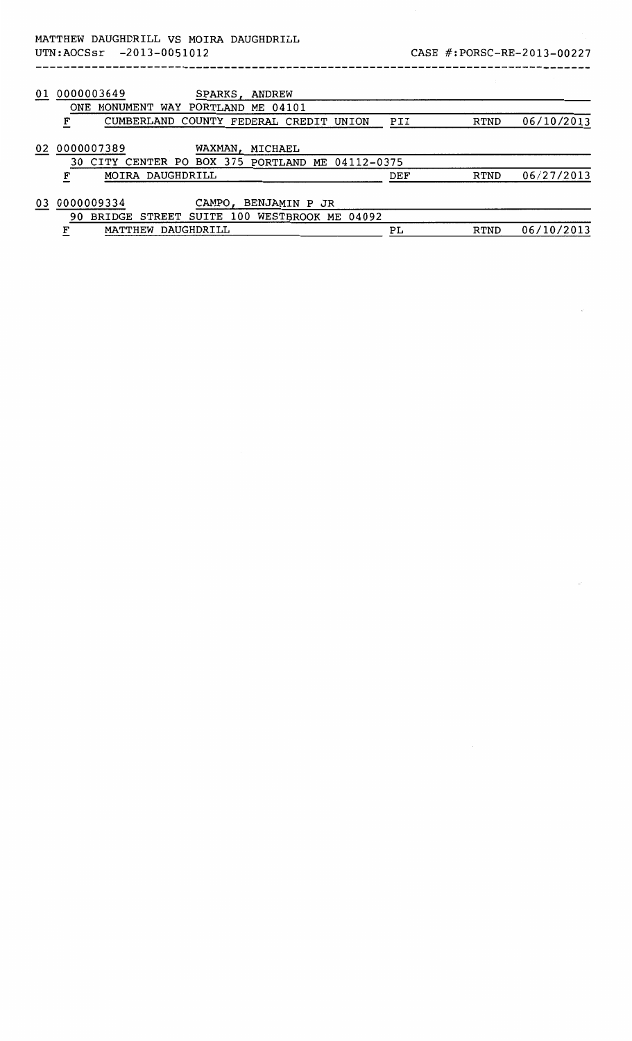MATTHEW DAUGHDRILL VS MOIRA DAUGHDRILL
UTN:AOCSsr -2013-0051012 CASE #:PORSC-RE-2013-00227

| | | | | |
|---|---|---|---|---|
| 01 0000003649 | SPARKS, ANDREW | | | |
| | ONE MONUMENT WAY PORTLAND ME 04101 | | | |
| F | CUMBERLAND COUNTY FEDERAL CREDIT UNION | PII | RTND | 06/10/2013 |
| 02 0000007389 | WAXMAN, MICHAEL | | | |
| | 30 CITY CENTER PO BOX 375 PORTLAND ME 04112-0375 | | | |
| F | MOIRA DAUGHDRILL | DEF | RTND | 06/27/2013 |
| 03 0000009334 | CAMPO, BENJAMIN P JR | | | |
| | 90 BRIDGE STREET SUITE 100 WESTBROOK ME 04092 | | | |
| F | MATTHEW DAUGHDRILL | PL | RTND | 06/10/2013 |